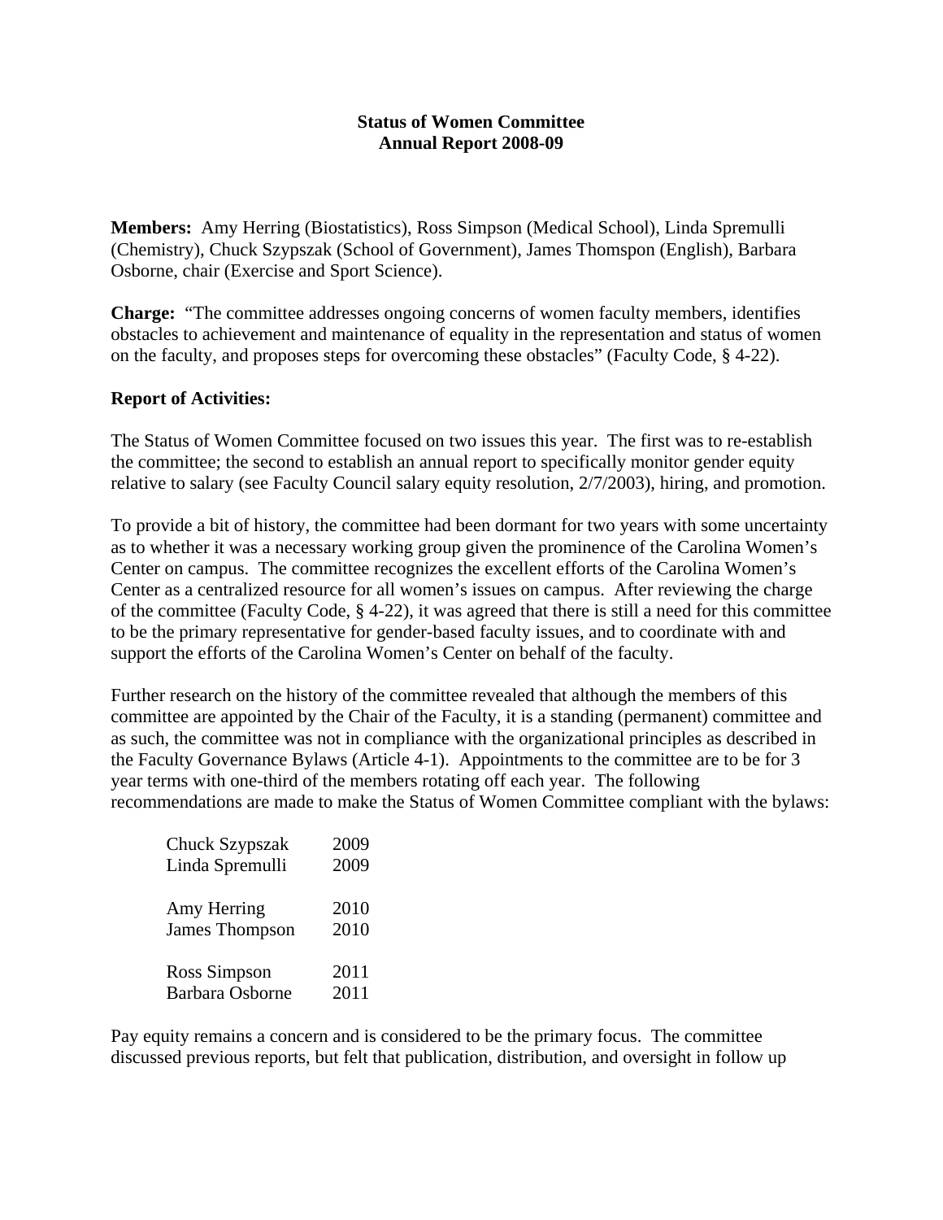**Status of Women Committee**
**Annual Report 2008-09**

**Members:** Amy Herring (Biostatistics), Ross Simpson (Medical School), Linda Spremulli (Chemistry), Chuck Szypszak (School of Government), James Thomspon (English), Barbara Osborne, chair (Exercise and Sport Science).

**Charge:** "The committee addresses ongoing concerns of women faculty members, identifies obstacles to achievement and maintenance of equality in the representation and status of women on the faculty, and proposes steps for overcoming these obstacles" (Faculty Code, § 4-22).

**Report of Activities:**

The Status of Women Committee focused on two issues this year. The first was to re-establish the committee; the second to establish an annual report to specifically monitor gender equity relative to salary (see Faculty Council salary equity resolution, 2/7/2003), hiring, and promotion.

To provide a bit of history, the committee had been dormant for two years with some uncertainty as to whether it was a necessary working group given the prominence of the Carolina Women's Center on campus. The committee recognizes the excellent efforts of the Carolina Women's Center as a centralized resource for all women's issues on campus. After reviewing the charge of the committee (Faculty Code, § 4-22), it was agreed that there is still a need for this committee to be the primary representative for gender-based faculty issues, and to coordinate with and support the efforts of the Carolina Women's Center on behalf of the faculty.

Further research on the history of the committee revealed that although the members of this committee are appointed by the Chair of the Faculty, it is a standing (permanent) committee and as such, the committee was not in compliance with the organizational principles as described in the Faculty Governance Bylaws (Article 4-1). Appointments to the committee are to be for 3 year terms with one-third of the members rotating off each year. The following recommendations are made to make the Status of Women Committee compliant with the bylaws:

| | |
|---|---|
| Chuck Szypszak | 2009 |
| Linda Spremulli | 2009 |
| Amy Herring | 2010 |
| James Thompson | 2010 |
| Ross Simpson | 2011 |
| Barbara Osborne | 2011 |

Pay equity remains a concern and is considered to be the primary focus. The committee discussed previous reports, but felt that publication, distribution, and oversight in follow up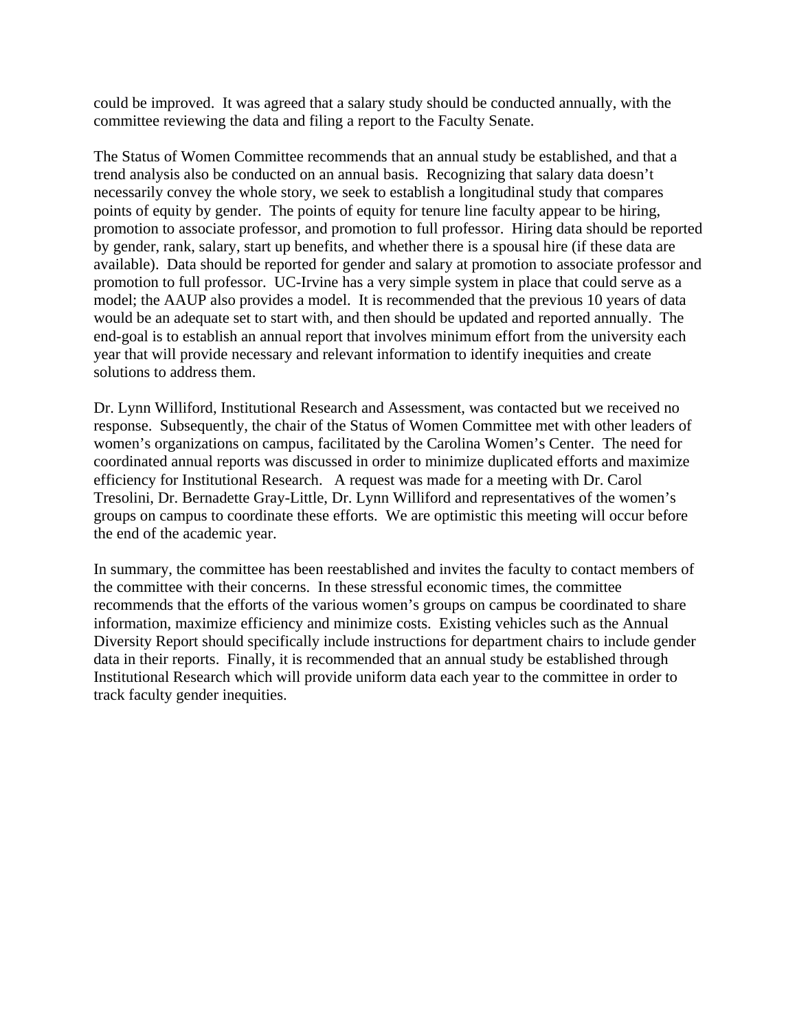could be improved. It was agreed that a salary study should be conducted annually, with the committee reviewing the data and filing a report to the Faculty Senate.

The Status of Women Committee recommends that an annual study be established, and that a trend analysis also be conducted on an annual basis. Recognizing that salary data doesn't necessarily convey the whole story, we seek to establish a longitudinal study that compares points of equity by gender. The points of equity for tenure line faculty appear to be hiring, promotion to associate professor, and promotion to full professor. Hiring data should be reported by gender, rank, salary, start up benefits, and whether there is a spousal hire (if these data are available). Data should be reported for gender and salary at promotion to associate professor and promotion to full professor. UC-Irvine has a very simple system in place that could serve as a model; the AAUP also provides a model. It is recommended that the previous 10 years of data would be an adequate set to start with, and then should be updated and reported annually. The end-goal is to establish an annual report that involves minimum effort from the university each year that will provide necessary and relevant information to identify inequities and create solutions to address them.

Dr. Lynn Williford, Institutional Research and Assessment, was contacted but we received no response. Subsequently, the chair of the Status of Women Committee met with other leaders of women's organizations on campus, facilitated by the Carolina Women's Center. The need for coordinated annual reports was discussed in order to minimize duplicated efforts and maximize efficiency for Institutional Research. A request was made for a meeting with Dr. Carol Tresolini, Dr. Bernadette Gray-Little, Dr. Lynn Williford and representatives of the women's groups on campus to coordinate these efforts. We are optimistic this meeting will occur before the end of the academic year.

In summary, the committee has been reestablished and invites the faculty to contact members of the committee with their concerns. In these stressful economic times, the committee recommends that the efforts of the various women's groups on campus be coordinated to share information, maximize efficiency and minimize costs. Existing vehicles such as the Annual Diversity Report should specifically include instructions for department chairs to include gender data in their reports. Finally, it is recommended that an annual study be established through Institutional Research which will provide uniform data each year to the committee in order to track faculty gender inequities.